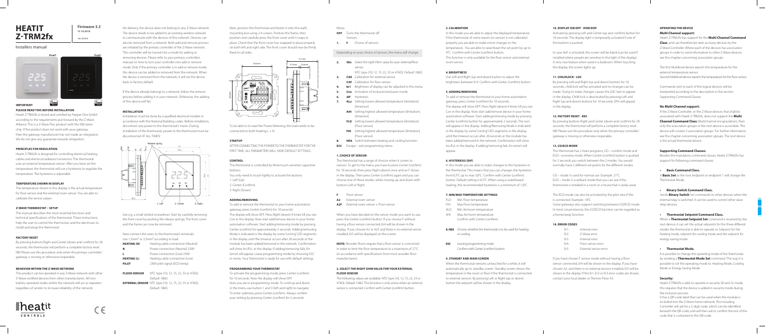# HEATIT Z-TRM2fx

**Firmware 3.3**
15.10.2018

Ver 2018-A

Installers manual

**IMPORTANT**

**PLEASE READ THIS BEFORE INSTALLATION**

Heatit Z-TRM2fx is tested and certified by Pepper One GmbH according to the requirements put forward by the Z-Wave Alliance. This is a Z-Wave Plus product with the 500 series chip. If the product does not work with your gateway, then the gateway manufacturer has not made an integration. We do not give any guarantee towards integration.

**PRINCIPLES FOR REGULATION**

Heatit Z-TRM2fx is designed for controlling electrical heating cables and electrical radiators/convectors. The thermostat uses an external temperature sensor. After you have set the temperature, the thermostat will use a hysteresis to regulate the temperature. The hysteresis is adjustable.

**TEMPERATURE SHOWN IN DISPLAY**

The temperature shown in the display is the actual temperature for floor sensor and the external room sensor. You are able to calibrate the sensor values.

**Z-WAVE THERMOSTAT – SETUP**

This manual describes the most essential functions and technical specifications of the thermostat. These instructions help the user to control the thermostat, and the electrician to install and setup the thermostat.

**FACTORY RESET**

By pressing buttons Right and Center (down and confirm) for 20 seconds, the thermostat will perform a complete factory reset. NB! Please use this procedure only when the primary controller/gateway is missing or otherwise inoperable.

**BEHAVIOR WITHIN THE Z-WAVE NETWORK**

This product can be operated in any Z-Wave network with other Z-Wave certified devices from other manufacturers. All non-battery operated nodes within the network will act as repeaters regardless of vendor to increase reliability of the network.

On delivery, the device does not belong to any Z-Wave network. The device needs to be added to an existing wireless network to communicate with the devices of this network. Devices can also be removed from a network. Both add and remove process are initiated by the primary controller of the Z-Wave network. This controller will be turned into a mode for adding or removing devices. Please refer to your primary controllers manual on how to turn your controller into add or remove mode. Only if the primary controller is in add or remove mode, this device can be added or removed from the network. When the device is removed from the network, it will set the device back to factory default.

If the device already belongs to a network, follow the remove process before adding it in your network. Otherwise, the adding of this device will fail.

**INSTALLATION**

Installation must be done by a qualified electrical installer in accordance with the National Building codes. Before installation, disconnect any power to the thermostat's mains. During installation of the thermostat, power to the thermostat must be disconnected AT ALL TIMES!

Use e.g. a small slotted screwdriver. Start by carefully removing the front cover by pushing the release springs. The front cover and the frame can now be removed.

Now connect the wires to the thermostat's terminals:
Use 1,5mm² or 2,5mm² according to load.

| | |
|---|---|
| **HEATING (N)** | Heating cable connection (Neutral) |
| **N** | Power connection (Neutral) 230V |
| **L** | Power connection (Live) 230V |
| **HEATING (L)** | Heating cable connection (Live) |
| **PILOT** | 230V pilot signal (ECO temp) |
| **FLOOR SENSOR** | NTC type (10, 12, 15, 22, 33 or 47kΩ). Default 10kΩ. |
| **EXTERNAL SENSOR** | NTC type (10, 12, 15, 22, 33 or 47kΩ). Default 10kΩ. |

Next, position the thermostat and fasten it onto the wall's mounting box using 2-4 screws. Position the frame, then position and carefully press the front cover until it snaps in place. Check that the front cover has snapped in place properly on both left and right side. The front cover should now be firmly fixed on all sides.

To be able to read the Power Metering, the load needs to be connected to both heating L + N.

**STARTUP**

AFTER CONNECTING THE POWER TO THE THERMOSTAT FOR THE FIRST TIME, ALL PARAMETERS WILL HAVE DEFAULT SETTINGS.

**CONTROL**

The thermostat is controlled by three touch sensitive capacitive buttons.
You only need to touch lightly to activate the buttons.
1: Left (Up)
2: Center (Confirm)
3: Right (Down)

**ADDING/REMOVING**

To add or remove the thermostat to your home automation gateway, press Center (confirm) for 10 seconds.
The display will show OFF. Press Right (down) 4 times till you see Con in the display. Now start add/remove device in your home automation software. Start adding/removing mode by pressing Center (confirm) for approximately 2 seconds. Adding/removing Mode is indicated in the display by some "circling" LED segments in the display until the timeout occurs after 20 seconds or the module has been added/removed in the network. Confirmation will show Inc/Exc in the display. If adding/removing fails, Err (error) will appear. Leave programming mode by choosing ESC in menu. Your thermostat is ready for use with default settings.

**PROGRAMMING YOUR THERMOSTAT**

To activate the programming mode, press Center (confirm) for 10 seconds. Now the display will show OFF. Now you are in programming mode. To scroll up and down in the menu use button 1 and 3 (left and right) to navigate. To enter submenu press Center (confirm). Always confirm your setting by pressing Center (confirm) for 2 seconds.

Menu:
**OFF** Turns the thermostat off.
Sensors:
**1. F** Choice of sensors

Depending on your choice of sensors, the menu will change.

**2. SEn** Select the right Ohm value for your external/floor sensor.
NTC type (10, 12, 15, 22, 33 or 47kΩ). Default 10kΩ.
**3. CAE** Calibration for external sensor.
**CAF** Calibration for floor sensor.
**4. br1** Brightness of display can be adjusted in this menu.
**5. Con** Activation of inclusion/exclusion mode.
**6. diF** Hysteresis.
**7. ALo** Setting lowest allowed temperature (limitation). (Airsensor)
**AHI** Setting highest allowed temperature (limitation). (Airsensor)
**FLO** Setting lowest allowed temperature (limitation). (Floor sensor)
**FHI** Setting highest allowed temperature (limitation). (Floor sensor)
**8. HEA** Switch between heating and cooling function.
**ESC** Escape – exit programming menu.

**1. CHOICE OF SENSOR**

The thermostat has a range of choices when it comes to sensors. To get to the menu you have to press Center (confirm) for 10 seconds, then press Right (down) once and an F shows in the display. Then press Center (confirm) again and you can choose one of these modes, while moving up and down with buttons Left or Right.

**F** Floor sensor
**A2** External room sensor
**A2F** External room sensor + Floor sensor

When you have decided on the sensor mode you want to use, press the Center (confirm) button. If you choose F without having a floor sensor connected, Er4 will be shown in the display. If you choose A2 or A2F and there is no external sensor installed, Er5 will be displayed on the screen.

**NOTE:** Wooden floors require that a floor sensor is connected in order to limit the floor temperature to a maximum of 27°C (in accordance with specifications from most wooden floor manufacturers).

**2. SELECT THE RIGHT OHM VALUE FOR YOUR EXTERNAL FLOOR SENSOR**

The following values are available: NTC type (10, 12, 15, 22, 33 or 47kΩ). Default 10kΩ. The function is only active when an external sensor is connected. Confirm with Center (confirm) button.

**3. CALIBRATION**

In this mode you are able to adjust the displayed temperature. If the thermostat of some reason (or sensor) is not calibrated properly you are able to make minor changes to the temperature. You are able to raise/lower the set point by up to 4°C. Confirm with Center (confirm) button.
This function is only available for the floor sensor and external room sensor.

**4. BRIGHTNESS**

Use Left and Right (up and down) button to adjust the brightness between 0-9. Confirm with Center (confirm) button.

**5. ADDING/REMOVING**

To add or remove the thermostat to your home automation gateway, press Center (confirm) for 10 seconds.
The display will show OFF. Press Right (down) 4 times till you see Con in the display. Now start add/remove device in your home automation software. Start adding/removing mode by pressing Center (confirm) button for approximately 2 seconds. The icon will appear in the display. Adding/Removing Mode is indicated in the display by some "circling" LED segments in the display until the timeout occurs after 20 seconds or the module has been added/removed in the network. Confirmation will show Inc/Exc in the display. If adding/removing fails, Err (error) will appear.

**6. HYSTERESIS (DIF)**

In this mode you are able to make changes to the hysteresis in the thermostat. This means that you can changes the hysteresis from 0,3°C up to max 3,0°C. Confirm with Center (confirm) button. Default setting is 0,5°C. When using a waterbased heating, the recommended hysteresis is a minimum of 1,0°C.

**7. MIN/MAX TEMPERATURE SETTINGS**

FLO: Min Floor temperature
FHI: Max Floor temperature
ALO: Min Air/room temperature
AHI: Max Air/room temperature
Confirm with Center (confirm)

**8. HEA** Choose whether the thermostat is to be used for heating or cooling.

**ESC** Leaving programming mode.
Confirm with Center (confirm) button.

**9. STANDBY AND MAIN SCREEN**

When the thermostat remains untouched for a while, it will automatically go to standby screen. Standby screen shows the temperature in the room or floor if the thermostat is connected to external sensors. By pressing Left or Right (up or down) button the setpoint will be shown in the display.

**10. DISPLAY ON/OFF - DON/DOF**

Activate by pressing Left and Center (up and confirm) button for 10 seconds. The display light is temporarily activated if one of the buttons is pushed.

In case doF is activated, the screen will be blank (can be used if installed where people are sensitive to the light of the display). A very nice feature when used in a bedroom. When touching the display, the screen lights up.

**11. CHILDLOCK - LOC**

By pressing Left and Right (up and down) buttons for 10 seconds, child lock will be activated and no changes can be made. Trying to make changes causes the LOC text to appear in the display. Child lock is deactivated by pressing Left and Right (up and down) buttons for 10 seconds. OPn will appear in the display.

**12. FACTORY RESET - RES**

By pressing buttons Right and Center (down and confirm) for 20 seconds, the thermostat will perform a complete factory reset. NB! Please use this procedure only when the primary controller/gateway is missing or otherwise inoperable.

**13. CO/ECO MODE**

The thermostat has 2 main programs, CO – comfort mode and ECO - economy mode. When Center (confirm) button is pushed for 2 seconds you switch between the 2 modes. You would normally have 2 different set-points for the different modes.

CO – mode: Is used for normal use. Example: 21°C.
ECO – mode: Is a setback mode that you can use if the thermostat is installed in a room or a house that is rarely used.

The ECO-mode can also be activated by the pilot wire if this is connected. Example: 18°C.
Some gateways also support switching between CO/ECO mode. In most circumstances, the CO/ECO function can be regarded as a home/away function.

**14. ERROR CODES**

| | |
|---|---|
| Er1: | Internal error |
| Er2: | Z-Wave error |
| Er3: | Internal error |
| Er4: | Floor sensor error |
| Er5: | External sensor error |

If you have chosen F sensor mode without having a floor sensor connected, Er4 will be shown in the display. If you have chosen A2, and there is no external sensors installed, Er5 will be shown in the display. If the Er1, Er2 or Er3 error codes are shown, contact your local dealer or Thermo-Floor AS.

**OPERATING THE DEVICE**

**Multi Channel support:**

Heatit Z-TRM2fx has support for the **Multi Channel Command Class**, and can therefore be seen as many devices by the Z-Wave Controller. Where each of the devices has association groups in order to send information to other Z-Wave devices, see the chapter concerning association groups.

The first Multilevel device reports the temperature for the external temperature sensor.
Second Multilevel device reports the temperature for the floor sensor.

Commands sent to each of the logical devices will be interpreted according to the description in the section: Supporting Command Classes.

**No Multi Channel support:**

If the Z-Wave Controller, or the Z-Wave devices that shall be associated with Heatit Z-TRM2fx, does not support the **Multi Channel Command Class** (Multichannel encapsulation), then only the association groups in the root device is accessible. This device will contain 5 association groups. For further information, see the chapter concerning association groups. The root device is the actual thermostat device.

**Supporting Command Classes:**

Besides the mandatory command classes, Heatit Z-TRM2fx has support for following command classes:

- **Basic Command Class.**

A **Basic Set** to the root endpoint or endpoint 1 will change the Thermostat Mode.

- **Binary Switch Command Class.**

Sends **Binary Switch** Set commands to other devices when the internal relay is switched. It can be used to control other slave relay devices.

- **Thermostat Setpoint Command Class.**

When a **Thermostat Setpoint Set** command is received by the root device, it can set the actual setpoints for the three different modes the thermostat is able to operate in; Setpoint for the heating mode, setpoint for cooling mode and the setpoint for energy saving mode.

- **Thermostat Mode.**

It is possible to change the operating mode of the thermostat by sending a **Thermostat Mode Set** command. This way it is possible to set the operating mode to: Heating Mode, Cooling Mode or Energy Saving Mode.

**Security:**

Heatit Z-TRM2fx is able to operate in security S0 and S2 mode, this requires that the device is added in security mode during the inclusion process.
It has a QR-code label that can be used when the module is included into the Z-Wave home network. The including Controller will ask for a 5-digit code, which can be identified beneath the QR-code, and will then ask to confirm the rest of the code that is contained in the QR-code.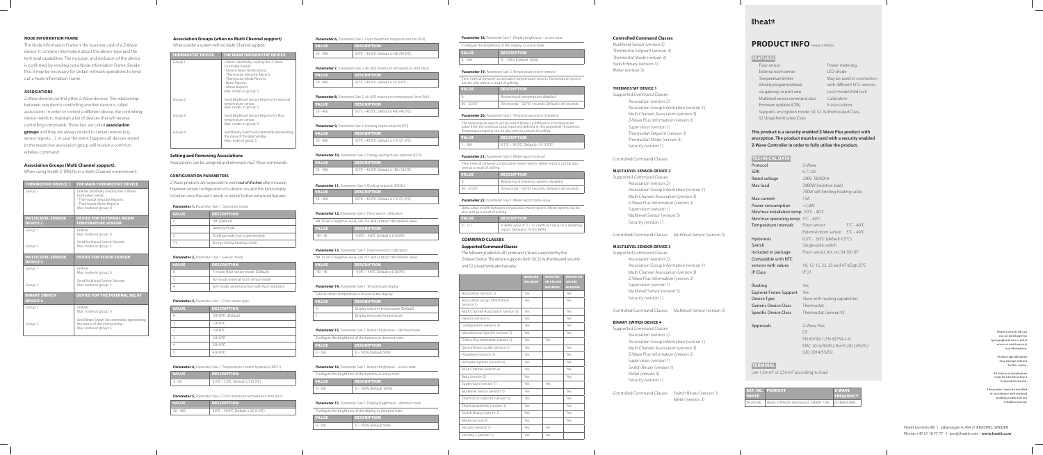## NODE INFORMATION FRAME

The Node Information Frame is the business card of a Z-Wave device. It contains information about the device type and the technical capabilities. The inclusion and exclusion of the device is confirmed by sending out a Node Information Frame. Beside this, it may be necessary for certain network operations to send out a Node Information Frame.

## ASSOCIATIONS

Z-Wave devices control other Z-Wave devices. The relationship between one device controlling another device is called association. In order to control a different device, the controlling device needs to maintain a list of devices that will receive controlling commands. These lists are called **association groups** and they are always related to certain events (e.g. sensor reports, ...). In case the event happens all devices stored in the respective association group will receive a common wireless command.

### Association Groups (Multi Channel support):

When using Heatit Z-TRM2fx in a Multi Channel environment:

| THERMOSTAT DEVICE 1 | THE MAIN THERMOSTAT DEVICE |
|---|---|
| Group 1 | Lifeline. (Normally used by the Z-Wave Controller) Sends: - Thermostat Setpoint Reports - Thermostat Mode Reports Max. nodes in group: 0 |
| **MULTILEVEL SENSOR DEVICE 2** | **DEVICE FOR EXTERNAL ROOM TEMPERATURE SENSOR** |
| Group 1 | Lifeline. Max. nodes in group: 0 |
| Group 2 | Send Multilevel Sensor Reports Max. nodes in group: 5 |
| **MULTILEVEL SENSOR DEVICE 3** | **DEVICE FOR FLOOR SENSOR** |
| Group 1 | Lifeline. Max. nodes in group: 0 |
| Group 2 | Send Multilevel Sensor Reports Max. nodes in group: 5 |
| **BINARY SWITCH DEVICE 4** | **DEVICE FOR THE INTERNAL RELAY** |
| Group 1 | Lifeline. Max. nodes in group: 0 |
| Group 2 | Send Binary Switch Set commands representing the status of the internal relay. Max. nodes in group: 5 |

### Association Groups (when no Multi Channel support)

When used in a system with no Multi Channel support:

| THERMOSTAT DEVICE | THE MAIN THERMOSTAT DEVICE |
|---|---|
| Group 1 | Lifeline. (Normally used by the Z-Wave Controller) Sends: - Device Reset Notifications - Thermostat Setpoint Reports - Thermostat Mode Reports - Basic Reports - Meter Reports Max. nodes in group: 3 |
| Group 2 | Send Multilevel Sensor Reports for external temperature sensor. Max. nodes in group: 5 |
| Group 3 | Send Multilevel Sensor Reports for floor temperature sensor. Max. nodes in group: 5 |
| Group 4 | Send Binary Switch Set commands representing the status of the internal relay. Max. nodes in group: 5 |

### Setting and Removing Associations

Associations can be assigned and removed via Z-Wave commands.

## CONFIGURATION PARAMETERS

Z-Wave products are supposed to work *out of the box* after inclusion, however certain configuration of a device can alter the functionality to better serve the user's needs or unlock further enhanced features.

**Parameter 1,** Parameter Size 1. Operation mode

| VALUE | DESCRIPTION |
|---|---|
| 0 | Off. (Default) |
| 1 | Heating mode |
| 2 | Cooling mode (not implemented) |
| 11 | Energy saving heating mode |

**Parameter 2,** Parameter Size 1. Sensor mode

| VALUE | DESCRIPTION |
|---|---|
| 0 | F-mode, floor sensor mode (Default) |
| 1 | A2-mode, external room sensor mode |
| 4 | A2F-mode, external sensor with floor limitation |

**Parameter 3,** Parameter Size 1. Floor sensor type

| VALUE | DESCRIPTION |
|---|---|
| 0 | 10K NTC (Default) |
| 1 | 12K NTC |
| 2 | 15K NTC |
| 3 | 22K NTC |
| 4 | 33K NTC |
| 5 | 47K NTC |

**Parameter 4,** Parameter Size 1. Temperature control hysteresis (DIFF I)

| VALUE | DESCRIPTION |
|---|---|
| 3 - 30 | 0.3°C - 3.0°C. Default is 5 (0.5°C) |

**Parameter 5,** Parameter Size 2. Floor minimum temperature limit (FLo)

| VALUE | DESCRIPTION |
|---|---|
| 50 - 400 | 5.0°C - 40.0°C. Default is 50 (5.0°C) |

**Parameter 6,** Parameter Size 2. Floor maximum temperature limit (FHi)

| VALUE | DESCRIPTION |
|---|---|
| 50 - 400 | 5.0°C - 40.0°C. Default is 400 (40.0°C) |

**Parameter 7,** Parameter Size 2. Air (A2) minimum temperature limit (ALo)

| VALUE | DESCRIPTION |
|---|---|
| 50 - 400 | 5.0°C - 40.0°C. Default is 50 (5.0°C) |

**Parameter 8,** Parameter Size 2. Air (A2) maximum temperature limit (AHi)

| VALUE | DESCRIPTION |
|---|---|
| 50 - 400 | 5.0°C - 40.0°C. Default is 400 (40.0°C) |

**Parameter 9,** Parameter Size 2. Heating mode setpoint (CO)

| VALUE | DESCRIPTION |
|---|---|
| 50 - 400 | 5.0°C - 40.0°C. Default is 210 (21.0°C) |

**Parameter 10,** Parameter Size 2. Energy saving mode setpoint (ECO)

| VALUE | DESCRIPTION |
|---|---|
| 50 - 400 | 5.0°C - 40.0°C. Default is 180 (18.0°C) |

**Parameter 11,** Parameter Size 2. Cooling setpoint (COOL)

| VALUE | DESCRIPTION |
|---|---|
| 50 - 400 | 5.0°C - 40.0°C. Default is 210 (21.0°C) |

**Parameter 12,** Parameter Size 1. Floor sensor calibration

NB. To set a negative value, use 255 and subtract the desired value.

| VALUE | DESCRIPTION |
|---|---|
| -40 - 40 | -4.0°C - 4.0°C. Default is 0 (0.0°C) |

**Parameter 13,** Parameter Size 1. External sensor calibration

NB. To set a negative value, use 255 and subtract the desired value.

| VALUE | DESCRIPTION |
|---|---|
| -40 - 40 | -4.0°C - 4.0°C. Default is 0 (0.0°C) |

**Parameter 14,** Parameter Size 1. Temperature display

Selects which temperature is shown in the display.

| VALUE | DESCRIPTION |
|---|---|
| 0 | Display setpoint temperature (Default) |
| 1 | Display measured temperature |

**Parameter 15,** Parameter Size 1. Button brightness – dimmed state

Configure the brightness of the buttons, in dimmed state.

| VALUE | DESCRIPTION |
|---|---|
| 0 - 100 | 0 - 100% (Default 50%) |

**Parameter 16,** Parameter Size 1. Button brightness – active state

Configure the brightness of the buttons, in active state.

| VALUE | DESCRIPTION |
|---|---|
| 0 - 100 | 0 - 100% (Default 100%) |

**Parameter 17,** Parameter Size 1. Display brightness – dimmed state

Configure the brightness of the display, in dimmed state.

| VALUE | DESCRIPTION |
|---|---|
| 0 - 100 | 0 - 100% (Default 50%) |

**Parameter 18,** Parameter Size 1. Display brightness – active state

Configure the brightness of the display, in active state.

| VALUE | DESCRIPTION |
|---|---|
| 0 - 100 | 0 - 100% (Default 100%) |

**Parameter 19,** Parameter Size 2. Temperature report interval

Time interval between consecutive temperature reports. Temperature reports can be also sent as a result of polling.

| VALUE | DESCRIPTION |
|---|---|
| 0 | Reporting of temperatures disabled |
| 30 - 32767 | 30 seconds – 32767 seconds. Default is 60 seconds |

**Parameter 20,** Parameter Size 1. Temperature report hysteresis

The temperature report will be sent if there is a difference in temperature value from the previous value reported, defined in this parameter (hysteresis). Temperature reports can be also sent as a result of polling.

| VALUE | DESCRIPTION |
|---|---|
| 1 - 100 | 0.1°C – 10.0°C. Default is 10 (1.0°C) |

**Parameter 21,** Parameter Size 2. Meter report interval

Time interval between consecutive meter reports. Meter reports can be also sent as a result of polling.

| VALUE | DESCRIPTION |
|---|---|
| 0 | Reporting of metering values is disabled. |
| 30 - 32767 | 30 seconds – 32767 seconds. Default is 60 seconds |

**Parameter 22,** Parameter Size 1. Meter report delta value

Delta value in kWh between consecutive meter reports. Meter reports can be also sent as a result of polling.

| VALUE | DESCRIPTION |
|---|---|
| 0 - 127 | A delta value of 0 – 12.7 kWh will result in a metering report. Default is 10 (1.0 kWh) |

## COMMAND CLASSES

### Supported Command Classes

The following table lists all Command Classes supported by the Z-Wave Device. The device supports both S0, S2 Authenticated security and S2 Unauthenticated security.

| | INSECURE INCLUSION | INSECURE ON SECURE INCLUSION | SECURE ON SECURE INCLUSION |
|---|---|---|---|
| Association (version 2) | Yes | | Yes |
| Association Group Information (version 1) | Yes | | Yes |
| Multi Channel Association (version 3) | Yes | | Yes |
| Version (version 2) | Yes | | Yes |
| Configuration (version 3) | Yes | | Yes |
| Manufacturer Specific (version 2) | Yes | | Yes |
| Z-Wave Plus Information (version 2) | Yes | Yes | |
| Device Reset Locally (version 1) | Yes | | Yes |
| Powerlevel (version 1) | Yes | | Yes |
| Firmware Update (version 4) | Yes | | Yes |
| Multi Channel (version 4) | Yes | | Yes |
| Basic (version 2) | Yes | | Yes |
| Supervision (version 1) | Yes | Yes | |
| Multilevel Sensor (version 5) | Yes | | Yes |
| Thermostat Setpoint (version 3) | Yes | | Yes |
| Thermostat Mode (version 3) | Yes | | Yes |
| Switch Binary (version 1) | Yes | | Yes |
| Meter (version 3) | Yes | | Yes |
| Security (version 1) | Yes | Yes | |
| Security 2 (version 1) | Yes | Yes | |

### Controlled Command Classes

Multilevel Sensor (version 5)
Thermostat Setpoint (version 3)
Thermostat Mode (version 3)
Switch Binary (version 1)
Meter (version 3)

### THERMOSTAT DEVICE 1

Supported Command Classes

- Association (version 2)
- Association Group Information (version 1)
- Multi Channel Association (version 3)
- Z-Wave Plus Information (version 2)
- Supervision (version 1)
- Thermostat Setpoint (version 3)
- Thermostat Mode (version 3)
- Security (version 1)

Controlled Command Classes

### MULTILEVEL SENSOR DEVICE 2

Supported Command Classes

- Association (version 2)
- Association Group Information (version 1)
- Multi Channel Association (version 3)
- Z-Wave Plus Information (version 2)
- Supervision (version 1)
- Multilevel Sensor (version 5)
- Security (version 1)

Controlled Command Classes: Multilevel Sensor (version 5)

### MULTILEVEL SENSOR DEVICE 3

Supported Command Classes

- Association (version 2)
- Association Group Information (version 1)
- Multi Channel Association (version 3)
- Z-Wave Plus Information (version 2)
- Supervision (version 1)
- Multilevel Sensor (version 5)
- Security (version 1)

Controlled Command Classes: Multilevel Sensor (version 5)

### BINARY SWITCH DEVICE 4

Supported Command Classes

- Association (version 2)
- Association Group Information (version 1)
- Multi Channel Association (version 3)
- Z-Wave Plus Information (version 2)
- Supervision (version 1)
- Switch Binary (version 1)
- Meter (version 3)
- Security (version 1)

Controlled Command Classes: Switch Binary (version 1), Meter (version 3)

Heatit

# PRODUCT INFO Heatit Z-TRM2fx

## FEATURES

- Floor sensor
- External room sensor
- Temperature limiter
- Weekly program/setback via gateway or pilot wire
- Multilevel sensor command class
- Firmware updates (OTA)
- Supports encryption mode: S0, S2 Authenticated Class, S2 Unauthenticated Class
- Power metering
- LED-diode
- May be used in connection with different NTC-sensors
- Lock mode/child lock
- Calibration
- 5 associations

**This product is a security enabled Z-Wave Plus product with encryption. The product must be used with a security enabled Z-Wave Controller in order to fully utilize the product.**

## TECHNICAL DATA

| | |
|---|---|
| Protocol | Z-Wave |
| SDK | 6.71.03 |
| Rated voltage | 230V 50/60Hz |
| Max load | 2900W (resistive load) 750W self-limiting heating cable |
| Max current | 13A |
| Power consumption | <2,0W |
| Min/max installation temp | -20°C - 40°C |
| Min/max operating temp | 5°C - 40°C |
| Temperature intervals | Floor sensor 5°C - 40°C; External room sensor 5°C - 40°C |
| Hysteresis | 0,3°C - 3,0°C (default 0,5°C) |
| Switch | Single-pole switch |
| Included in package | Floor sensor, Art. no. 54 301 07 |
| Compatible with NTC sensors with values | 10, 12, 15, 22, 33 and 47 kΩ @ 25°C |
| IP Class | IP 21 |
| Routing | Yes |
| Explorer Frame Support | Yes |
| Device Type | Slave with routing capabilities |
| Generic Device Class | Thermostat |
| Specific Device Class | Thermostat General V2 |
| Approvals | Z-Wave Plus; CE; EN 60730-1, EN 60730-2-9; EMC 2014/30/EU, RoHS 2011/65/EU; LVD 2014/35/EU |

## TERMINAL

Use 1,5mm² or 2,5mm² according to load.

| ART. NO. WHITE | PRODUCT | Z-WAVE FREQUENCY |
|---|---|---|
| 54 305 60 | Heatit Z-TRM2fx thermostat 2900W 13A | EU 868.4 MHz |

Heatit Controls AB can not be held liable for typographical errors, other errors or omissions in our information.

Product specifications may change without further notice.

All electrical installations must be carried out by a licensed electrician.

The product must be installed in accordance with national building codes and our installers manual.

Heatit Controls AB | Läkarvägen 4, 454 31 BRASTAD, SWEDEN
Phone: +47 61 18 77 77 | post@heatit.com - **www.heatit.com**